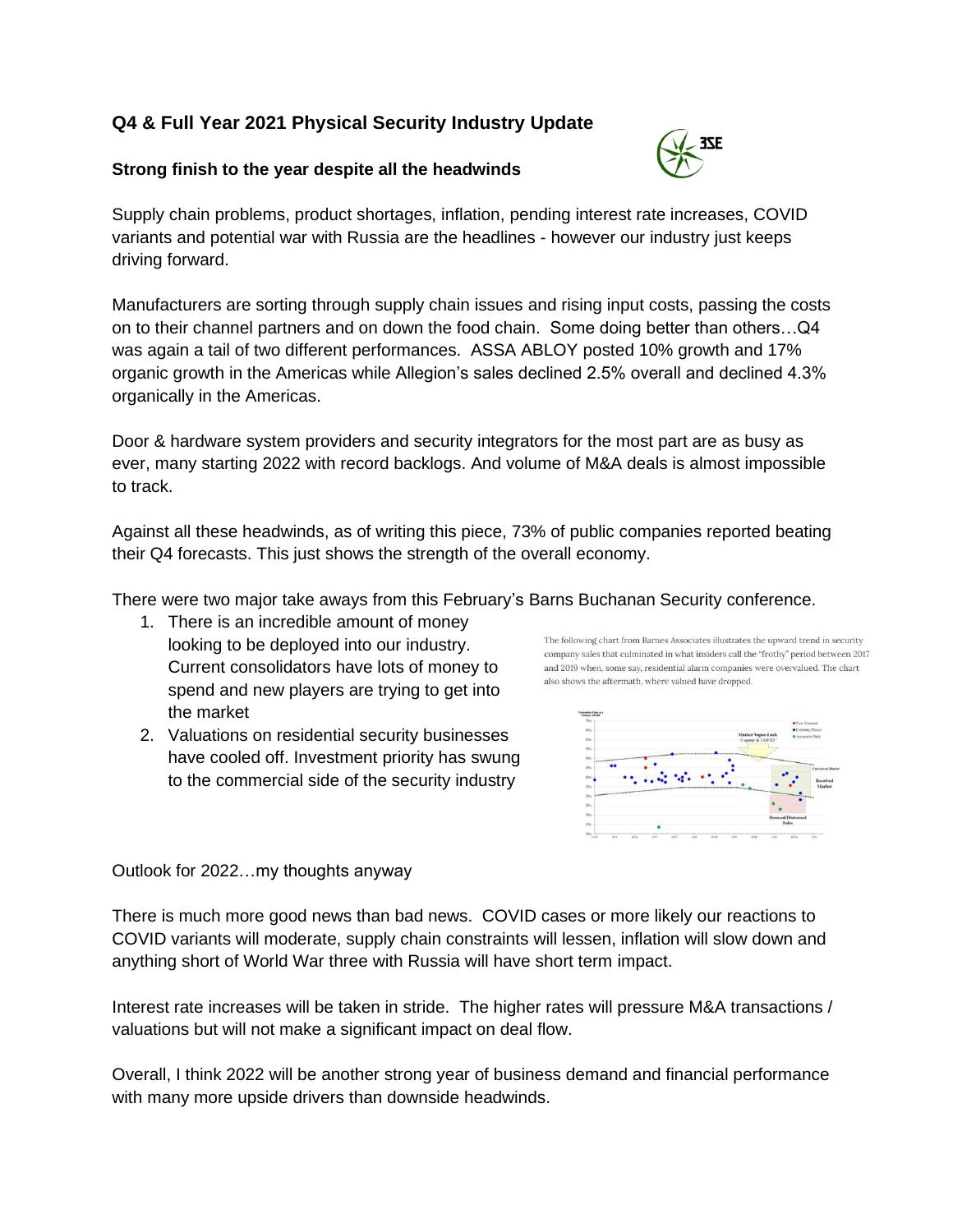## Q4 & Full Year 2021 Physical Security Industry Update

### Strong finish to the year despite all the headwinds

Supply chain problems, product shortages, inflation, pending interest rate increases, COVID variants and potential war with Russia are the headlines - however our industry just keeps driving forward.

Manufacturers are sorting through supply chain issues and rising input costs, passing the costs on to their channel partners and on down the food chain. Some doing better than others…Q4 was again a tail of two different performances. ASSA ABLOY posted 10% growth and 17% organic growth in the Americas while Allegion's sales declined 2.5% overall and declined 4.3% organically in the Americas.

Door & hardware system providers and security integrators for the most part are as busy as ever, many starting 2022 with record backlogs. And volume of M&A deals is almost impossible to track.

Against all these headwinds, as of writing this piece, 73% of public companies reported beating their Q4 forecasts. This just shows the strength of the overall economy.

There were two major take aways from this February's Barns Buchanan Security conference.

1. There is an incredible amount of money looking to be deployed into our industry. Current consolidators have lots of money to spend and new players are trying to get into the market
2. Valuations on residential security businesses have cooled off. Investment priority has swung to the commercial side of the security industry

The following chart from Barnes Associates illustrates the upward trend in security company sales that culminated in what insiders call the "frothy" period between 2017 and 2019 when, some say, residential alarm companies were overvalued. The chart also shows the aftermath, where valued have dropped.

Outlook for 2022…my thoughts anyway

There is much more good news than bad news. COVID cases or more likely our reactions to COVID variants will moderate, supply chain constraints will lessen, inflation will slow down and anything short of World War three with Russia will have short term impact.

Interest rate increases will be taken in stride. The higher rates will pressure M&A transactions / valuations but will not make a significant impact on deal flow.

Overall, I think 2022 will be another strong year of business demand and financial performance with many more upside drivers than downside headwinds.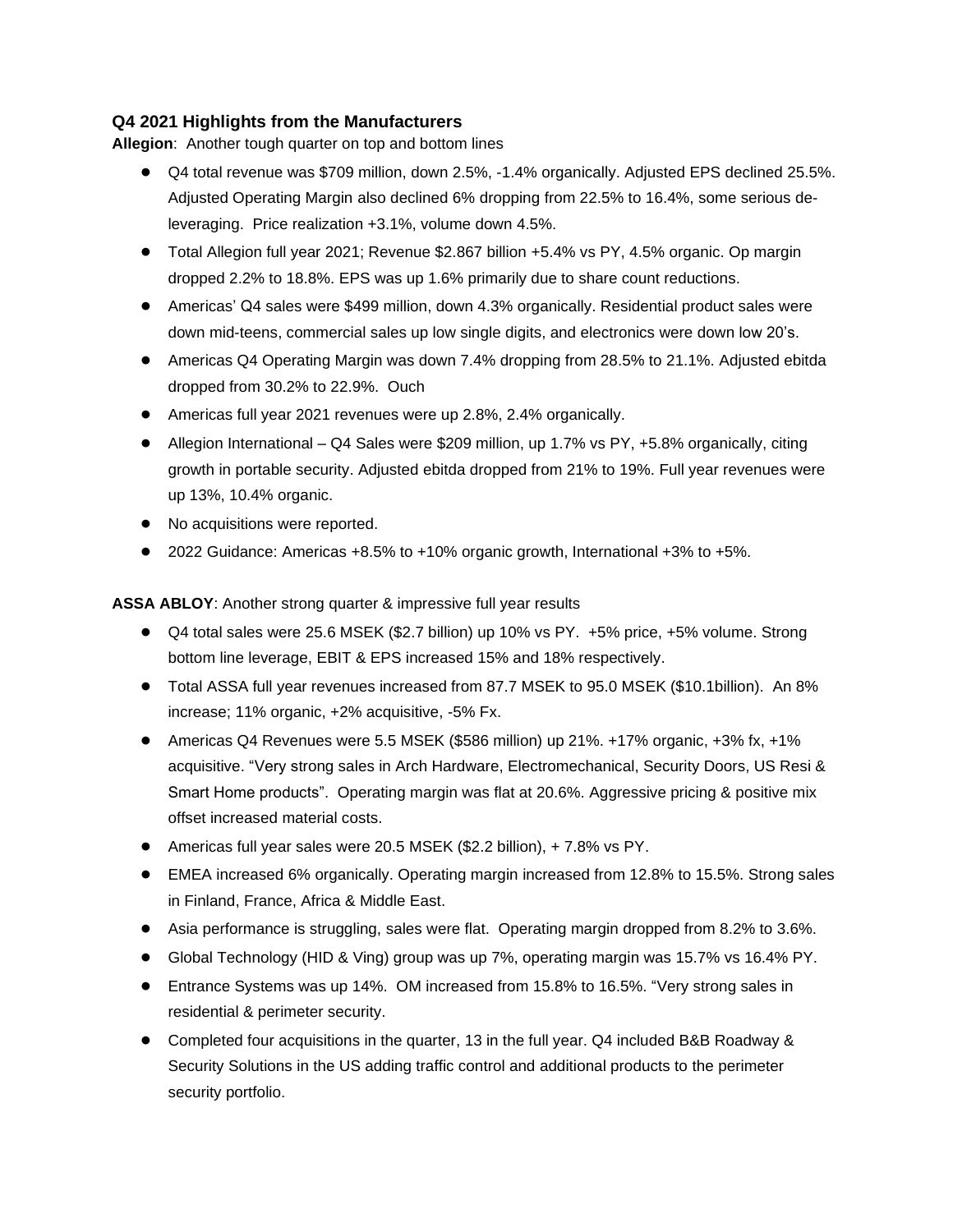### Q4 2021 Highlights from the Manufacturers

**Allegion**: Another tough quarter on top and bottom lines

- Q4 total revenue was $709 million, down 2.5%, -1.4% organically. Adjusted EPS declined 25.5%. Adjusted Operating Margin also declined 6% dropping from 22.5% to 16.4%, some serious de-leveraging. Price realization +3.1%, volume down 4.5%.
- Total Allegion full year 2021; Revenue $2.867 billion +5.4% vs PY, 4.5% organic. Op margin dropped 2.2% to 18.8%. EPS was up 1.6% primarily due to share count reductions.
- Americas' Q4 sales were $499 million, down 4.3% organically. Residential product sales were down mid-teens, commercial sales up low single digits, and electronics were down low 20's.
- Americas Q4 Operating Margin was down 7.4% dropping from 28.5% to 21.1%. Adjusted ebitda dropped from 30.2% to 22.9%. Ouch
- Americas full year 2021 revenues were up 2.8%, 2.4% organically.
- Allegion International – Q4 Sales were $209 million, up 1.7% vs PY, +5.8% organically, citing growth in portable security. Adjusted ebitda dropped from 21% to 19%. Full year revenues were up 13%, 10.4% organic.
- No acquisitions were reported.
- 2022 Guidance: Americas +8.5% to +10% organic growth, International +3% to +5%.

**ASSA ABLOY**: Another strong quarter & impressive full year results

- Q4 total sales were 25.6 MSEK ($2.7 billion) up 10% vs PY. +5% price, +5% volume. Strong bottom line leverage, EBIT & EPS increased 15% and 18% respectively.
- Total ASSA full year revenues increased from 87.7 MSEK to 95.0 MSEK ($10.1billion). An 8% increase; 11% organic, +2% acquisitive, -5% Fx.
- Americas Q4 Revenues were 5.5 MSEK ($586 million) up 21%. +17% organic, +3% fx, +1% acquisitive. "Very strong sales in Arch Hardware, Electromechanical, Security Doors, US Resi & Smart Home products". Operating margin was flat at 20.6%. Aggressive pricing & positive mix offset increased material costs.
- Americas full year sales were 20.5 MSEK ($2.2 billion), + 7.8% vs PY.
- EMEA increased 6% organically. Operating margin increased from 12.8% to 15.5%. Strong sales in Finland, France, Africa & Middle East.
- Asia performance is struggling, sales were flat. Operating margin dropped from 8.2% to 3.6%.
- Global Technology (HID & Ving) group was up 7%, operating margin was 15.7% vs 16.4% PY.
- Entrance Systems was up 14%. OM increased from 15.8% to 16.5%. "Very strong sales in residential & perimeter security.
- Completed four acquisitions in the quarter, 13 in the full year. Q4 included B&B Roadway & Security Solutions in the US adding traffic control and additional products to the perimeter security portfolio.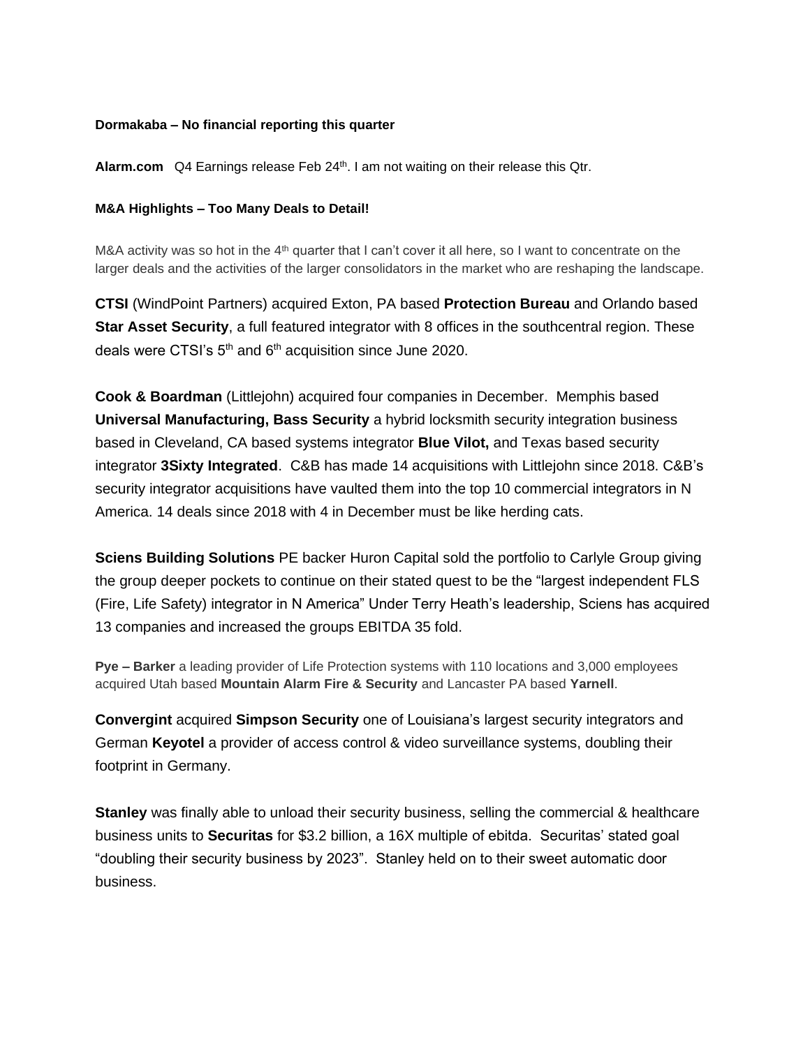**Dormakaba – No financial reporting this quarter**

**Alarm.com** Q4 Earnings release Feb 24th. I am not waiting on their release this Qtr.

**M&A Highlights – Too Many Deals to Detail!**

M&A activity was so hot in the 4th quarter that I can't cover it all here, so I want to concentrate on the larger deals and the activities of the larger consolidators in the market who are reshaping the landscape.

**CTSI** (WindPoint Partners) acquired Exton, PA based **Protection Bureau** and Orlando based **Star Asset Security**, a full featured integrator with 8 offices in the southcentral region. These deals were CTSI's 5th and 6th acquisition since June 2020.

**Cook & Boardman** (Littlejohn) acquired four companies in December. Memphis based **Universal Manufacturing, Bass Security** a hybrid locksmith security integration business based in Cleveland, CA based systems integrator **Blue Vilot,** and Texas based security integrator **3Sixty Integrated**. C&B has made 14 acquisitions with Littlejohn since 2018. C&B's security integrator acquisitions have vaulted them into the top 10 commercial integrators in N America. 14 deals since 2018 with 4 in December must be like herding cats.

**Sciens Building Solutions** PE backer Huron Capital sold the portfolio to Carlyle Group giving the group deeper pockets to continue on their stated quest to be the "largest independent FLS (Fire, Life Safety) integrator in N America" Under Terry Heath's leadership, Sciens has acquired 13 companies and increased the groups EBITDA 35 fold.

**Pye – Barker** a leading provider of Life Protection systems with 110 locations and 3,000 employees acquired Utah based **Mountain Alarm Fire & Security** and Lancaster PA based **Yarnell**.

**Convergint** acquired **Simpson Security** one of Louisiana's largest security integrators and German **Keyotel** a provider of access control & video surveillance systems, doubling their footprint in Germany.

**Stanley** was finally able to unload their security business, selling the commercial & healthcare business units to **Securitas** for $3.2 billion, a 16X multiple of ebitda. Securitas' stated goal "doubling their security business by 2023". Stanley held on to their sweet automatic door business.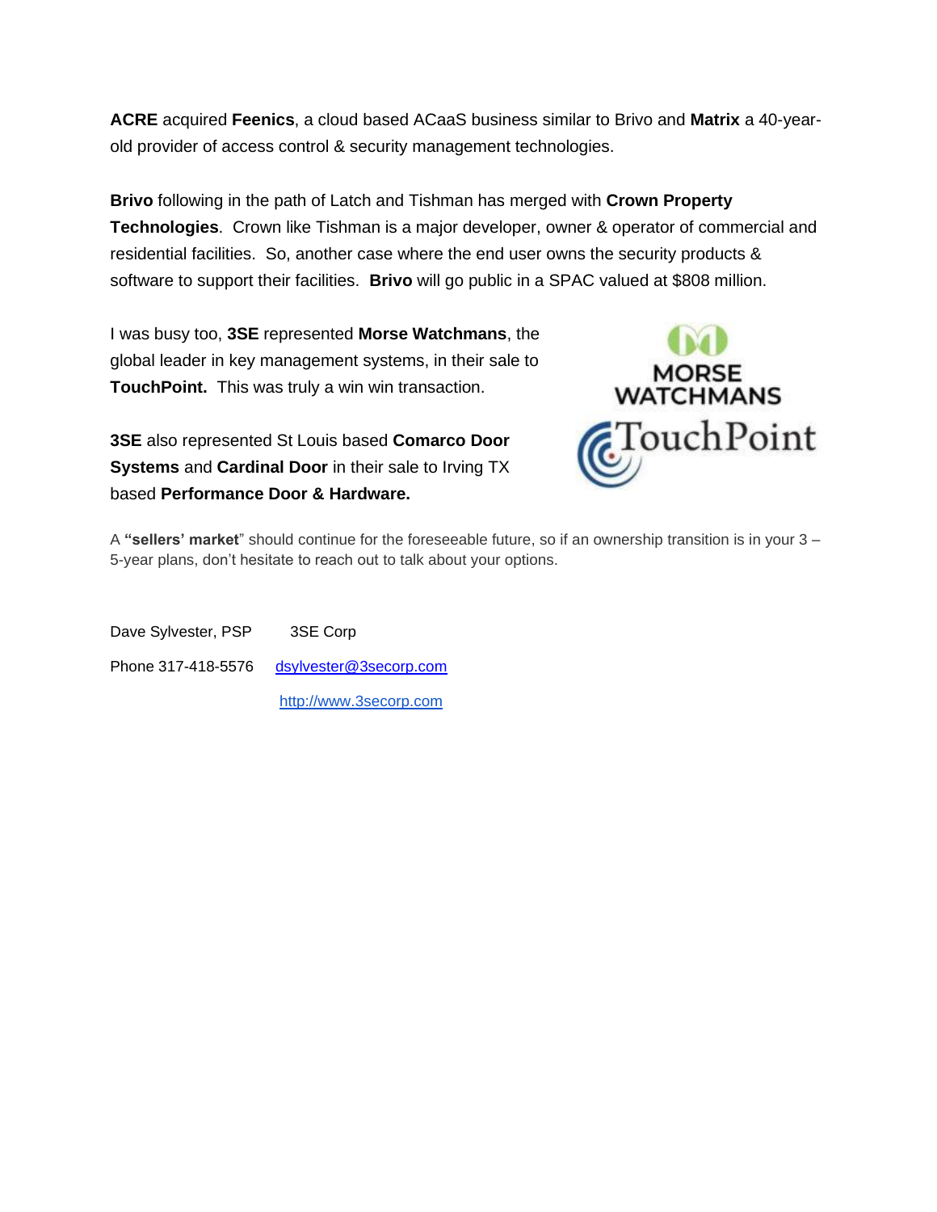**ACRE** acquired **Feenics**, a cloud based ACaaS business similar to Brivo and **Matrix** a 40-year-old provider of access control & security management technologies.

**Brivo** following in the path of Latch and Tishman has merged with **Crown Property Technologies**. Crown like Tishman is a major developer, owner & operator of commercial and residential facilities. So, another case where the end user owns the security products & software to support their facilities. **Brivo** will go public in a SPAC valued at $808 million.

I was busy too, **3SE** represented **Morse Watchmans**, the global leader in key management systems, in their sale to **TouchPoint.** This was truly a win win transaction.

**3SE** also represented St Louis based **Comarco Door Systems** and **Cardinal Door** in their sale to Irving TX based **Performance Door & Hardware.**

A **"sellers' market**" should continue for the foreseeable future, so if an ownership transition is in your 3 – 5-year plans, don't hesitate to reach out to talk about your options.

Dave Sylvester, PSP   3SE Corp

Phone 317-418-5576   dsylvester@3secorp.com

http://www.3secorp.com